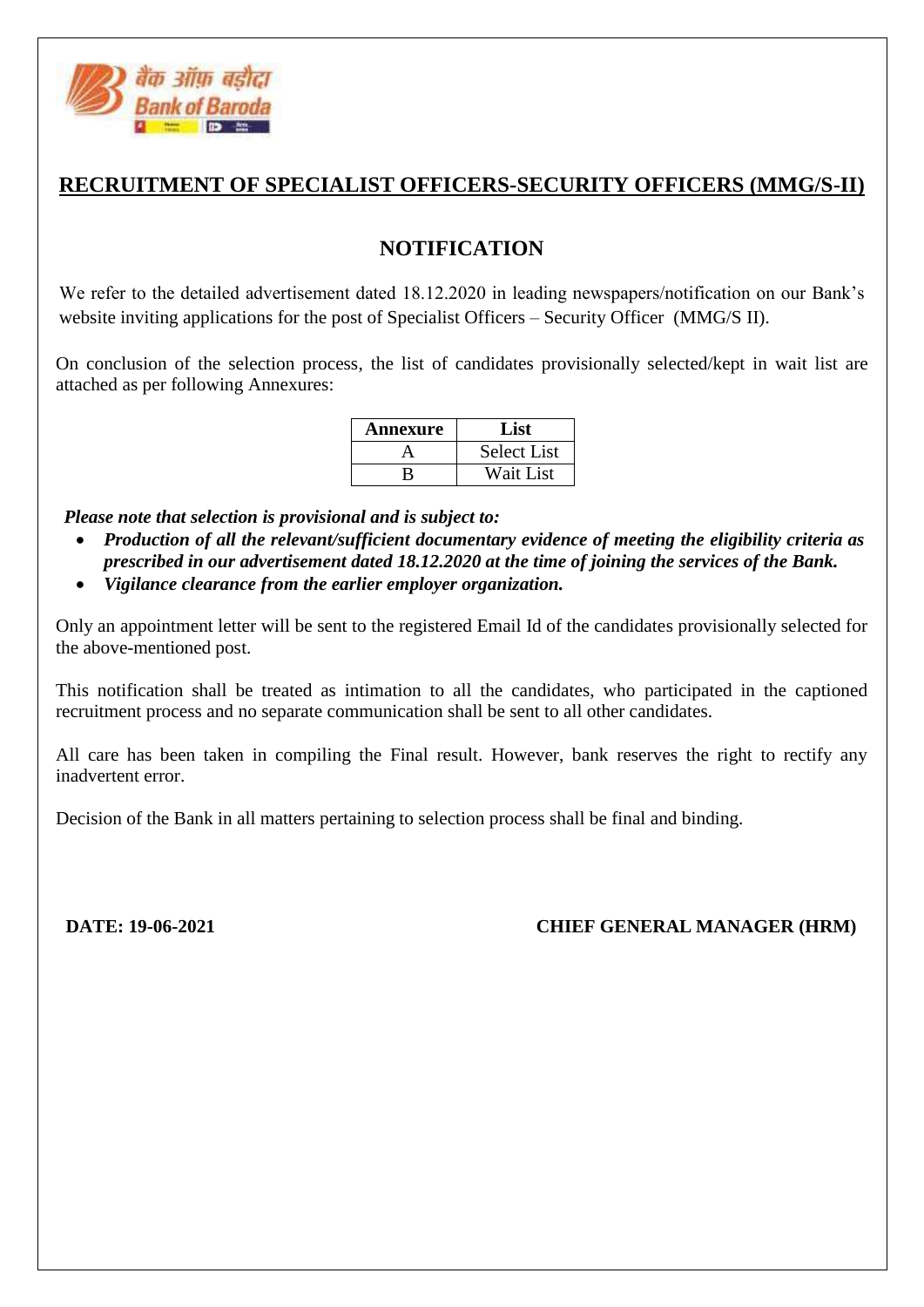## RECRUITMENT OF SPECIALIST OFFICERS-SECURITY OFFICERS (MMG/S-II)

## NOTIFICATION

We refer to the detailed advertisement dated 18.12.2020 in leading newspapers/notification on our Bank's website inviting applications for the post of Specialist Officers – Security Officer (MMG/S II).

On conclusion of the selection process, the list of candidates provisionally selected/kept in wait list are attached as per following Annexures:

| Annexure | List |
|---|---|
| A | Select List |
| B | Wait List |

***Please note that selection is provisional and is subject to:***

- ***Production of all the relevant/sufficient documentary evidence of meeting the eligibility criteria as prescribed in our advertisement dated 18.12.2020 at the time of joining the services of the Bank.***
- ***Vigilance clearance from the earlier employer organization.***

Only an appointment letter will be sent to the registered Email Id of the candidates provisionally selected for the above-mentioned post.

This notification shall be treated as intimation to all the candidates, who participated in the captioned recruitment process and no separate communication shall be sent to all other candidates.

All care has been taken in compiling the Final result. However, bank reserves the right to rectify any inadvertent error.

Decision of the Bank in all matters pertaining to selection process shall be final and binding.

**DATE: 19-06-2021** **CHIEF GENERAL MANAGER (HRM)**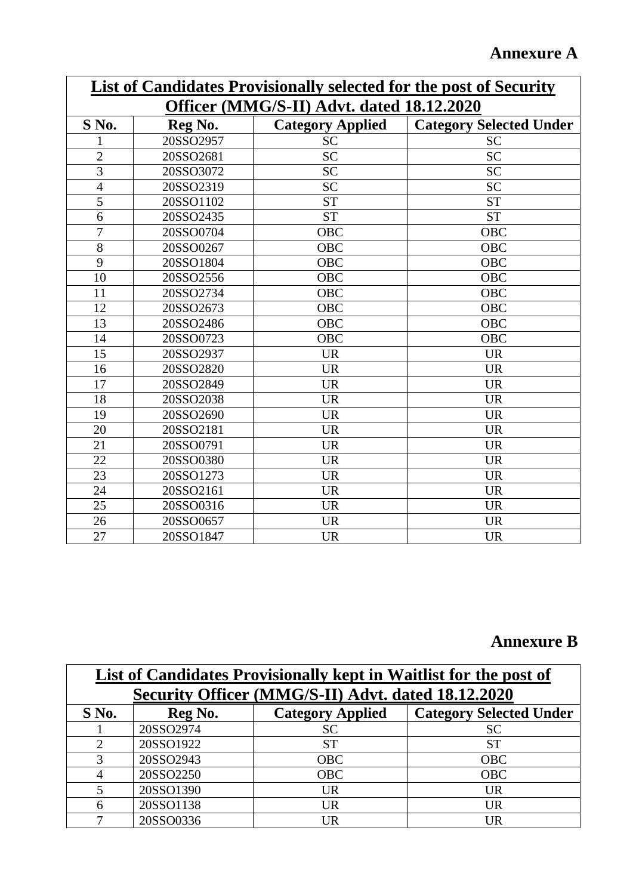## Annexure A

| List of Candidates Provisionally selected for the post of Security Officer (MMG/S-II) Advt. dated 18.12.2020 | | | |
|---|---|---|---|
| **S No.** | **Reg No.** | **Category Applied** | **Category Selected Under** |
| 1 | 20SSO2957 | SC | SC |
| 2 | 20SSO2681 | SC | SC |
| 3 | 20SSO3072 | SC | SC |
| 4 | 20SSO2319 | SC | SC |
| 5 | 20SSO1102 | ST | ST |
| 6 | 20SSO2435 | ST | ST |
| 7 | 20SSO0704 | OBC | OBC |
| 8 | 20SSO0267 | OBC | OBC |
| 9 | 20SSO1804 | OBC | OBC |
| 10 | 20SSO2556 | OBC | OBC |
| 11 | 20SSO2734 | OBC | OBC |
| 12 | 20SSO2673 | OBC | OBC |
| 13 | 20SSO2486 | OBC | OBC |
| 14 | 20SSO0723 | OBC | OBC |
| 15 | 20SSO2937 | UR | UR |
| 16 | 20SSO2820 | UR | UR |
| 17 | 20SSO2849 | UR | UR |
| 18 | 20SSO2038 | UR | UR |
| 19 | 20SSO2690 | UR | UR |
| 20 | 20SSO2181 | UR | UR |
| 21 | 20SSO0791 | UR | UR |
| 22 | 20SSO0380 | UR | UR |
| 23 | 20SSO1273 | UR | UR |
| 24 | 20SSO2161 | UR | UR |
| 25 | 20SSO0316 | UR | UR |
| 26 | 20SSO0657 | UR | UR |
| 27 | 20SSO1847 | UR | UR |

## Annexure B

| List of Candidates Provisionally kept in Waitlist for the post of Security Officer (MMG/S-II) Advt. dated 18.12.2020 | | | |
|---|---|---|---|
| **S No.** | **Reg No.** | **Category Applied** | **Category Selected Under** |
| 1 | 20SSO2974 | SC | SC |
| 2 | 20SSO1922 | ST | ST |
| 3 | 20SSO2943 | OBC | OBC |
| 4 | 20SSO2250 | OBC | OBC |
| 5 | 20SSO1390 | UR | UR |
| 6 | 20SSO1138 | UR | UR |
| 7 | 20SSO0336 | UR | UR |